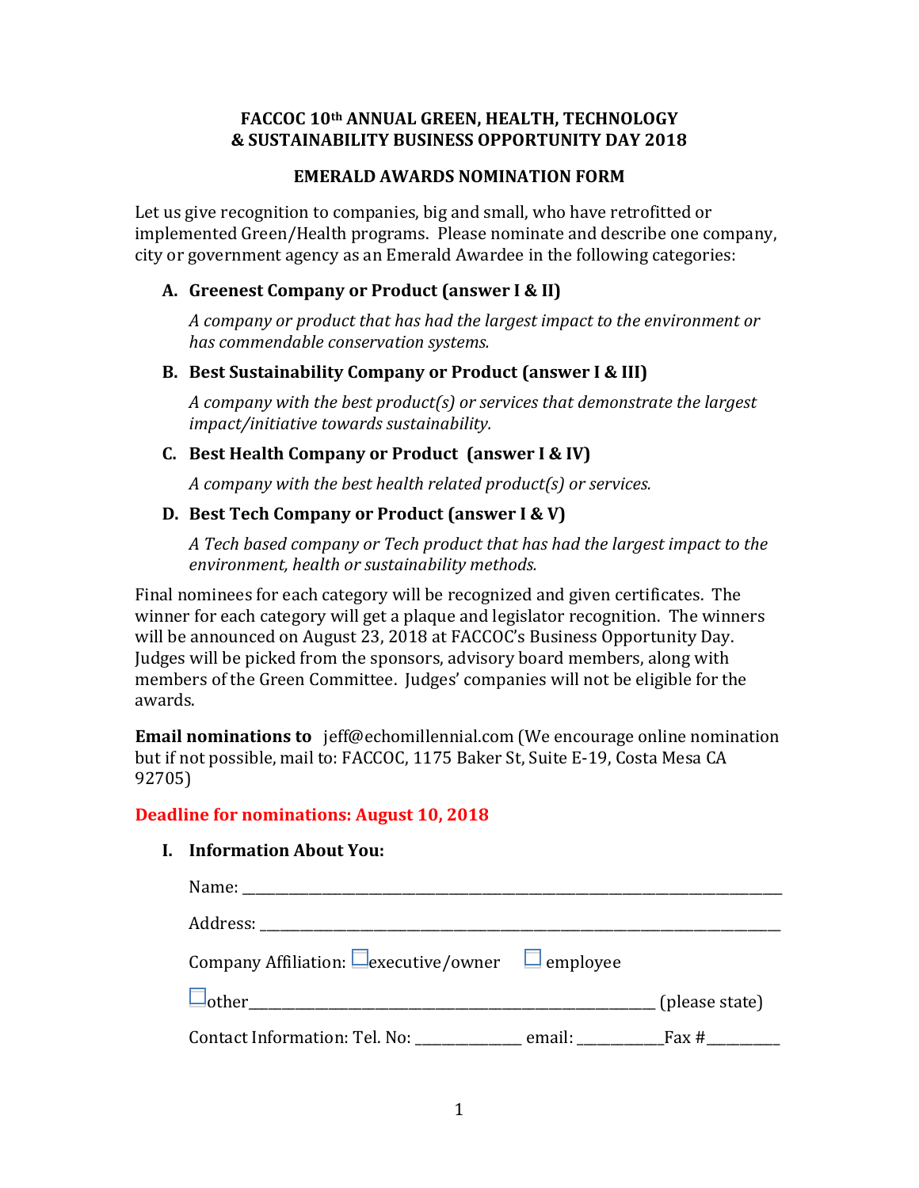**FACCOC 10th ANNUAL GREEN, HEALTH, TECHNOLOGY & SUSTAINABILITY BUSINESS OPPORTUNITY DAY 2018**

**EMERALD AWARDS NOMINATION FORM**

Let us give recognition to companies, big and small, who have retrofitted or implemented Green/Health programs. Please nominate and describe one company, city or government agency as an Emerald Awardee in the following categories:

**A. Greenest Company or Product (answer I & II)**

*A company or product that has had the largest impact to the environment or has commendable conservation systems.*

**B. Best Sustainability Company or Product (answer I & III)**

*A company with the best product(s) or services that demonstrate the largest impact/initiative towards sustainability.*

**C. Best Health Company or Product (answer I & IV)**

*A company with the best health related product(s) or services.*

**D. Best Tech Company or Product (answer I & V)**

*A Tech based company or Tech product that has had the largest impact to the environment, health or sustainability methods.*

Final nominees for each category will be recognized and given certificates. The winner for each category will get a plaque and legislator recognition. The winners will be announced on August 23, 2018 at FACCOC's Business Opportunity Day. Judges will be picked from the sponsors, advisory board members, along with members of the Green Committee. Judges' companies will not be eligible for the awards.

**Email nominations to** jeff@echomillennial.com (We encourage online nomination but if not possible, mail to: FACCOC, 1175 Baker St, Suite E-19, Costa Mesa CA 92705)

**Deadline for nominations: August 10, 2018**

**I. Information About You:**

Name: ______________________________________________________________________

Address: ____________________________________________________________________

Company Affiliation: ☐ executive/owner ☐ employee

☐ other__________________________________________________ (please state)

Contact Information: Tel. No: _____________ email: ___________Fax #_________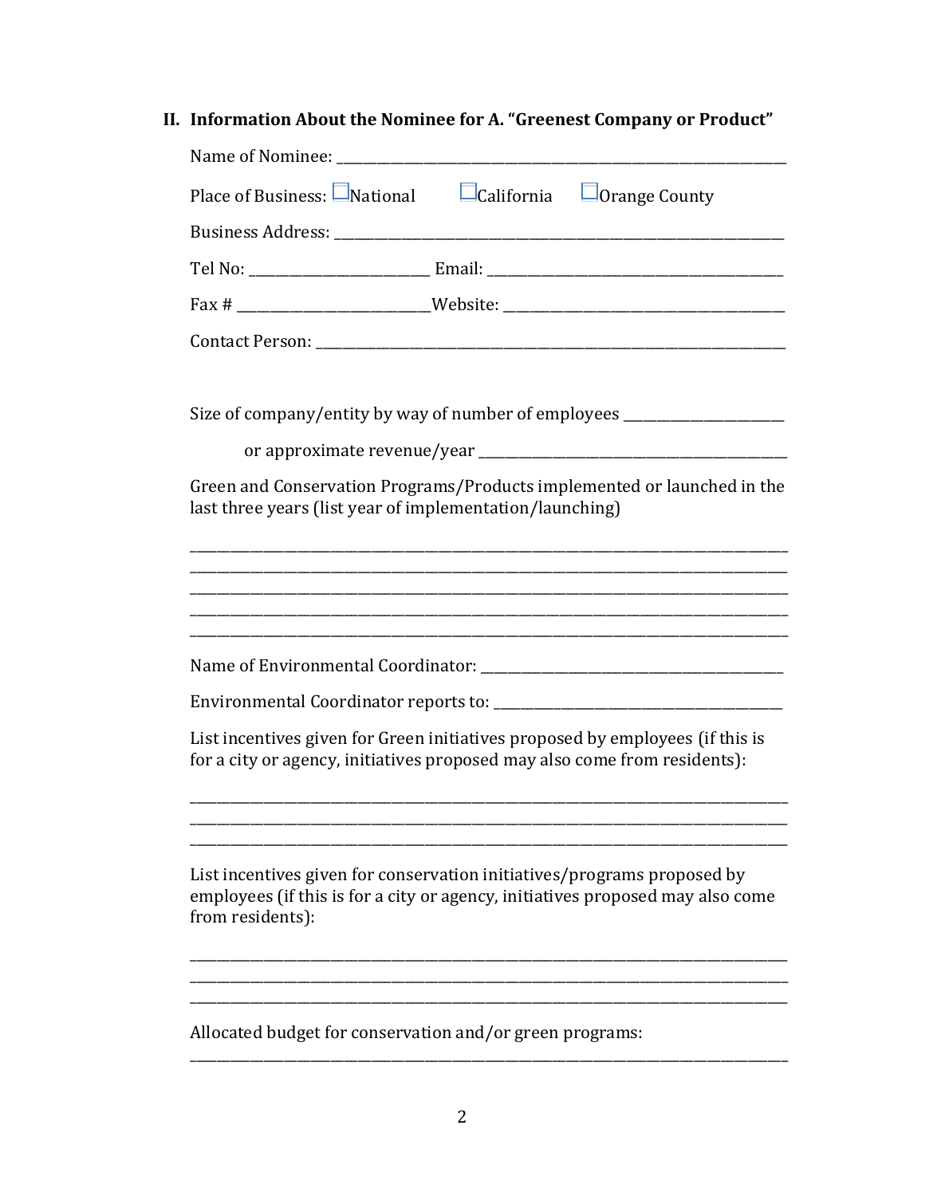## II. Information About the Nominee for A. "Greenest Company or Product"

Name of Nominee: ___________________________________________________________

Place of Business: ☐ National ☐ California ☐ Orange County

Business Address: ___________________________________________________________

Tel No: _______________________ Email: _____________________________________

Fax # _________________________ Website: ___________________________________

Contact Person: _____________________________________________________________

Size of company/entity by way of number of employees ____________________

or approximate revenue/year ________________________________________

Green and Conservation Programs/Products implemented or launched in the last three years (list year of implementation/launching)

______________________________________________________________________________
______________________________________________________________________________
______________________________________________________________________________
______________________________________________________________________________
______________________________________________________________________________

Name of Environmental Coordinator: ________________________________________

Environmental Coordinator reports to: ______________________________________

List incentives given for Green initiatives proposed by employees (if this is for a city or agency, initiatives proposed may also come from residents):

______________________________________________________________________________
______________________________________________________________________________
______________________________________________________________________________

List incentives given for conservation initiatives/programs proposed by employees (if this is for a city or agency, initiatives proposed may also come from residents):

______________________________________________________________________________
______________________________________________________________________________
______________________________________________________________________________

Allocated budget for conservation and/or green programs:

______________________________________________________________________________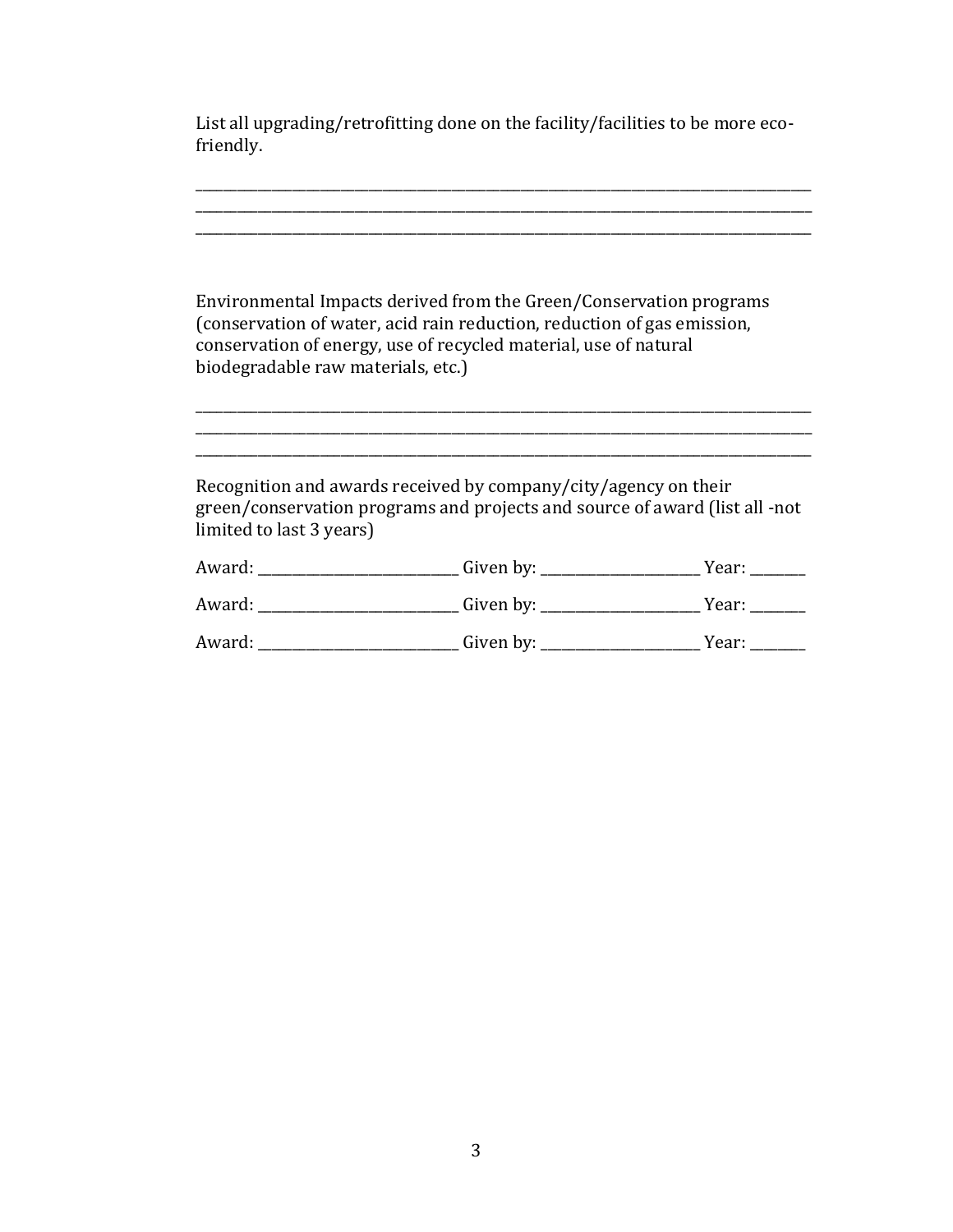List all upgrading/retrofitting done on the facility/facilities to be more eco-friendly.

______________________________________________________________________________
______________________________________________________________________________
______________________________________________________________________________

Environmental Impacts derived from the Green/Conservation programs (conservation of water, acid rain reduction, reduction of gas emission, conservation of energy, use of recycled material, use of natural biodegradable raw materials, etc.)

______________________________________________________________________________
______________________________________________________________________________
______________________________________________________________________________

Recognition and awards received by company/city/agency on their green/conservation programs and projects and source of award (list all -not limited to last 3 years)

Award: ___________________________ Given by: ______________________ Year: _______

Award: ___________________________ Given by: ______________________ Year: _______

Award: ___________________________ Given by: ______________________ Year: _______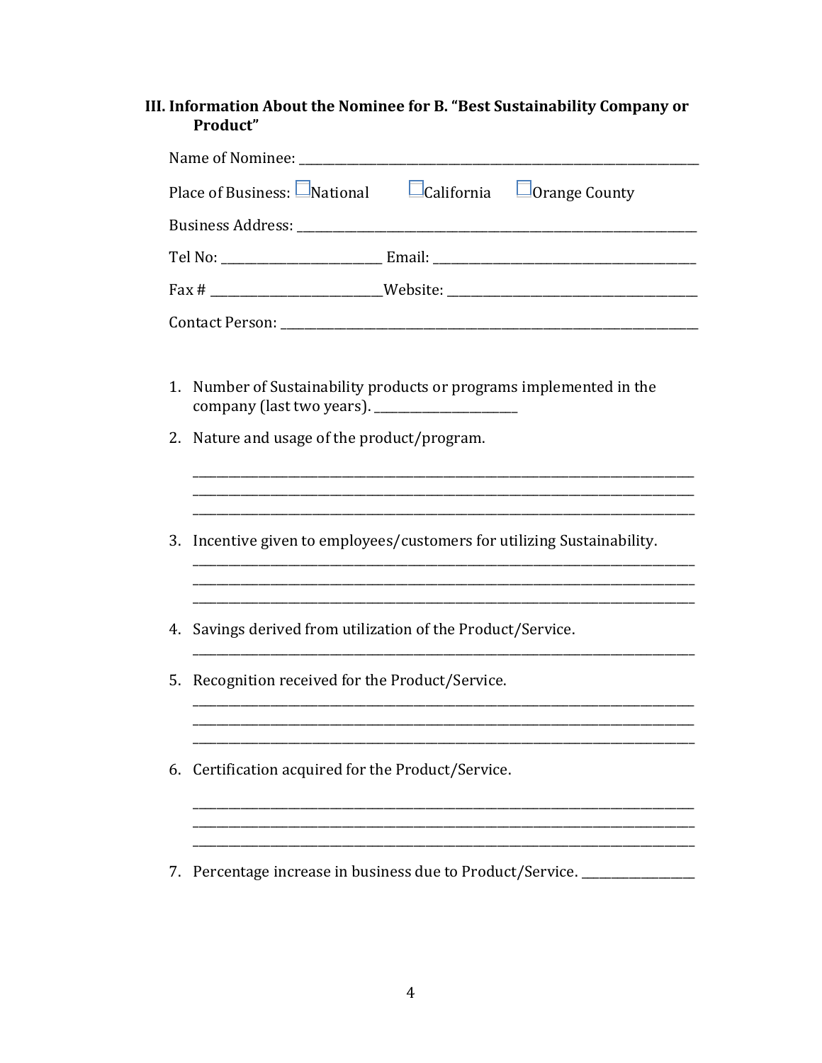### III. Information About the Nominee for B. "Best Sustainability Company or Product"

Name of Nominee: ____________________________________________________________

Place of Business: ☐ National ☐ California ☐ Orange County

Business Address: ____________________________________________________________

Tel No: ______________________ Email: ____________________________________

Fax # _______________________ Website: __________________________________

Contact Person: ______________________________________________________________

1. Number of Sustainability products or programs implemented in the company (last two years). ____________________

2. Nature and usage of the product/program.

   ______________________________________________________________________
   ______________________________________________________________________
   ______________________________________________________________________

3. Incentive given to employees/customers for utilizing Sustainability.

   ______________________________________________________________________
   ______________________________________________________________________
   ______________________________________________________________________

4. Savings derived from utilization of the Product/Service.

   ______________________________________________________________________

5. Recognition received for the Product/Service.

   ______________________________________________________________________
   ______________________________________________________________________
   ______________________________________________________________________

6. Certification acquired for the Product/Service.

   ______________________________________________________________________
   ______________________________________________________________________
   ______________________________________________________________________

7. Percentage increase in business due to Product/Service. ______________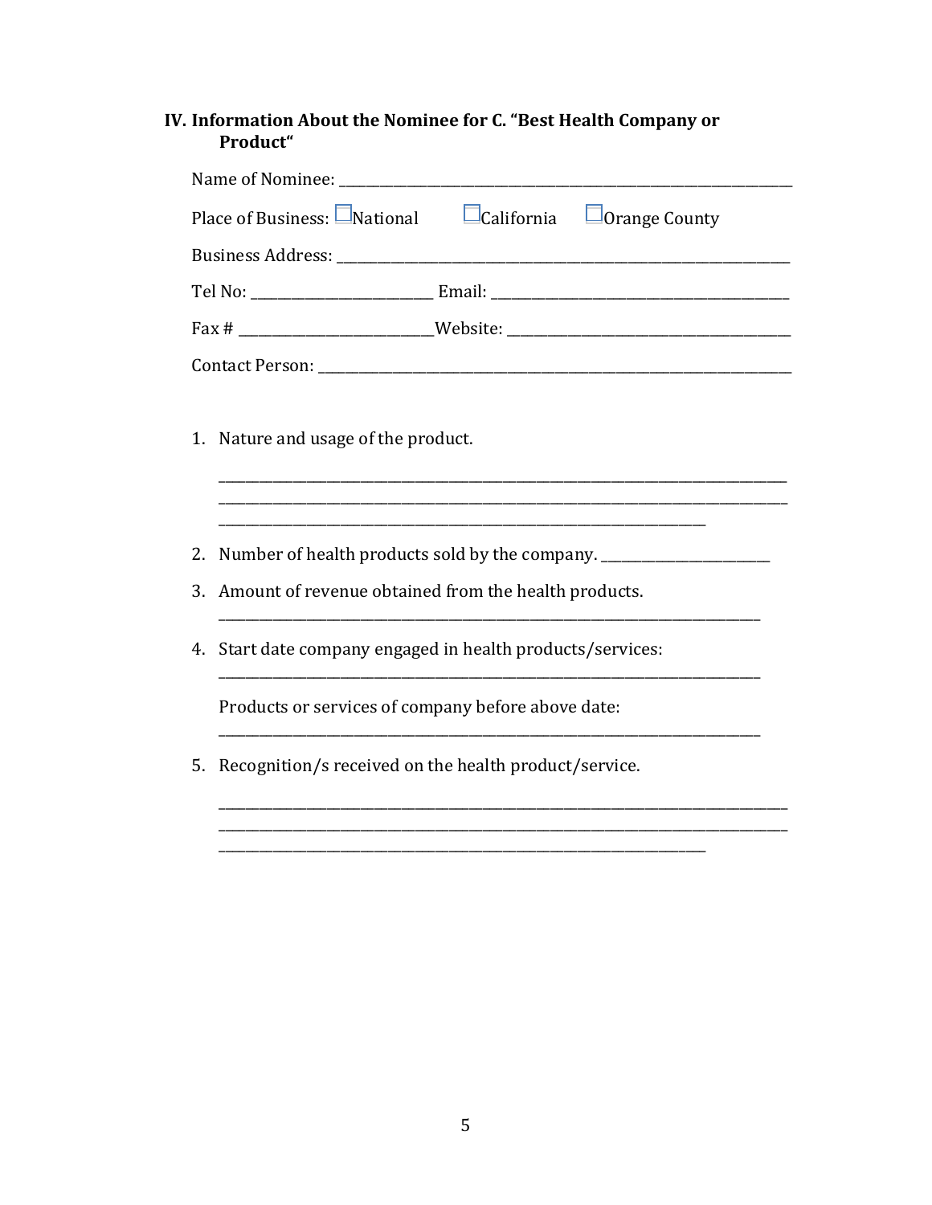## IV. Information About the Nominee for C. "Best Health Company or Product"

Name of Nominee: ___________________________________________________________

Place of Business: ☐ National ☐ California ☐ Orange County

Business Address: ___________________________________________________________

Tel No: _______________________ Email: _____________________________________

Fax # _________________________ Website: ___________________________________

Contact Person: _____________________________________________________________

1. Nature and usage of the product.

   ___________________________________________________________________________
   ___________________________________________________________________________
   ________________________________________________________________

2. Number of health products sold by the company. ______________________

3. Amount of revenue obtained from the health products.

   _______________________________________________________________________

4. Start date company engaged in health products/services:

   _______________________________________________________________________

   Products or services of company before above date:

   _______________________________________________________________________

5. Recognition/s received on the health product/service.

   ___________________________________________________________________________
   ___________________________________________________________________________
   ________________________________________________________________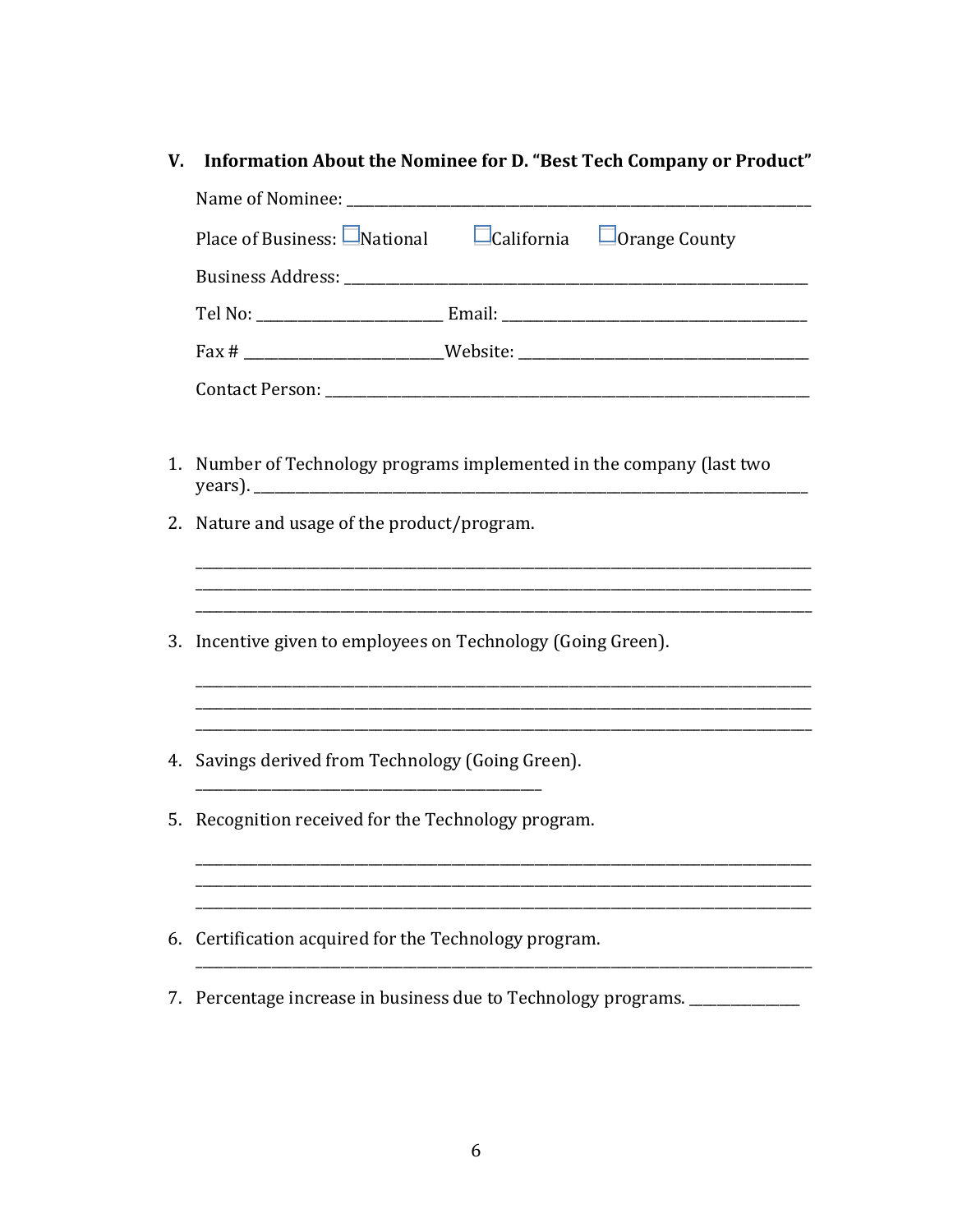## V. Information About the Nominee for D. "Best Tech Company or Product"

Name of Nominee: ______________________________________________________________

Place of Business: ☐National ☐California ☐Orange County

Business Address: ______________________________________________________________

Tel No: ______________________ Email: ______________________________________

Fax # _______________________Website: ____________________________________

Contact Person: ______________________________________________________________

1. Number of Technology programs implemented in the company (last two years). ______________________________________________________________________

2. Nature and usage of the product/program.

   ______________________________________________________________________
   ______________________________________________________________________
   ______________________________________________________________________

3. Incentive given to employees on Technology (Going Green).

   ______________________________________________________________________
   ______________________________________________________________________
   ______________________________________________________________________

4. Savings derived from Technology (Going Green).

   ________________________________________

5. Recognition received for the Technology program.

   ______________________________________________________________________
   ______________________________________________________________________
   ______________________________________________________________________

6. Certification acquired for the Technology program.

   ______________________________________________________________________

7. Percentage increase in business due to Technology programs. ______________